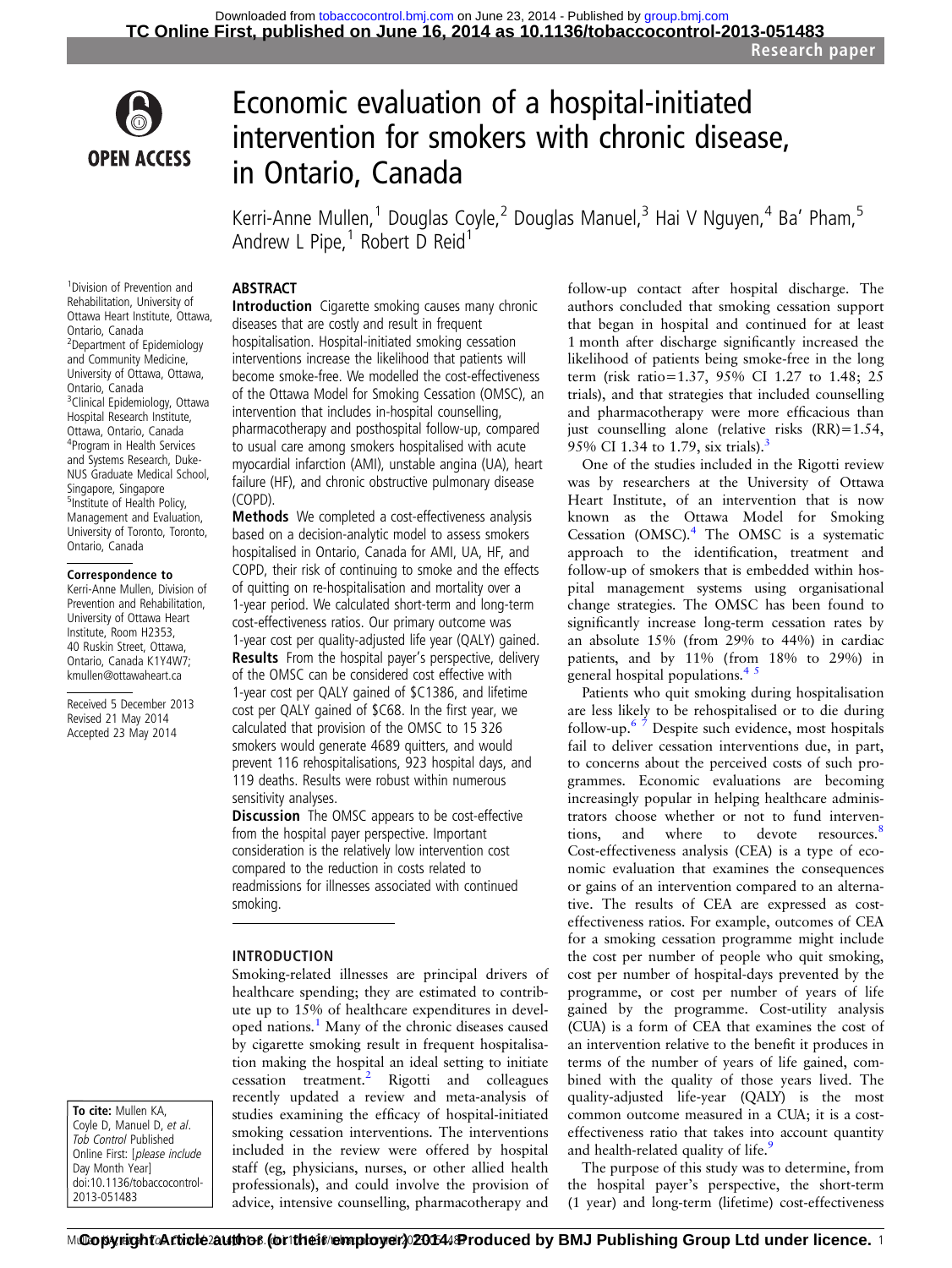# Economic evaluation of a hospital-initiated intervention for smokers with chronic disease, in Ontario, Canada

Kerri-Anne Mullen,[1] Douglas Coyle,[2] Douglas Manuel,[3] Hai V Nguyen,[4] Ba' Pham,[5] Andrew L Pipe,[1] Robert D Reid[1]

[1]Division of Prevention and Rehabilitation, University of Ottawa Heart Institute, Ottawa, Ontario, Canada
[2]Department of Epidemiology and Community Medicine, University of Ottawa, Ottawa, Ontario, Canada
[3]Clinical Epidemiology, Ottawa Hospital Research Institute, Ottawa, Ontario, Canada
[4]Program in Health Services and Systems Research, Duke-NUS Graduate Medical School, Singapore, Singapore
[5]Institute of Health Policy, Management and Evaluation, University of Toronto, Toronto, Ontario, Canada

**Correspondence to**
Kerri-Anne Mullen, Division of Prevention and Rehabilitation, University of Ottawa Heart Institute, Room H2353, 40 Ruskin Street, Ottawa, Ontario, Canada K1Y4W7; kmullen@ottawaheart.ca

Received 5 December 2013
Revised 21 May 2014
Accepted 23 May 2014

**To cite:** Mullen KA, Coyle D, Manuel D, *et al*. *Tob Control* Published Online First: [*please include* Day Month Year] doi:10.1136/tobaccocontrol-2013-051483

## ABSTRACT

**Introduction** Cigarette smoking causes many chronic diseases that are costly and result in frequent hospitalisation. Hospital-initiated smoking cessation interventions increase the likelihood that patients will become smoke-free. We modelled the cost-effectiveness of the Ottawa Model for Smoking Cessation (OMSC), an intervention that includes in-hospital counselling, pharmacotherapy and posthospital follow-up, compared to usual care among smokers hospitalised with acute myocardial infarction (AMI), unstable angina (UA), heart failure (HF), and chronic obstructive pulmonary disease (COPD).

**Methods** We completed a cost-effectiveness analysis based on a decision-analytic model to assess smokers hospitalised in Ontario, Canada for AMI, UA, HF, and COPD, their risk of continuing to smoke and the effects of quitting on re-hospitalisation and mortality over a 1-year period. We calculated short-term and long-term cost-effectiveness ratios. Our primary outcome was 1-year cost per quality-adjusted life year (QALY) gained.

**Results** From the hospital payer's perspective, delivery of the OMSC can be considered cost effective with 1-year cost per QALY gained of $C1386, and lifetime cost per QALY gained of $C68. In the first year, we calculated that provision of the OMSC to 15 326 smokers would generate 4689 quitters, and would prevent 116 rehospitalisations, 923 hospital days, and 119 deaths. Results were robust within numerous sensitivity analyses.

**Discussion** The OMSC appears to be cost-effective from the hospital payer perspective. Important consideration is the relatively low intervention cost compared to the reduction in costs related to readmissions for illnesses associated with continued smoking.

## INTRODUCTION

Smoking-related illnesses are principal drivers of healthcare spending; they are estimated to contribute up to 15% of healthcare expenditures in developed nations.[1] Many of the chronic diseases caused by cigarette smoking result in frequent hospitalisation making the hospital an ideal setting to initiate cessation treatment.[2] Rigotti and colleagues recently updated a review and meta-analysis of studies examining the efficacy of hospital-initiated smoking cessation interventions. The interventions included in the review were offered by hospital staff (eg, physicians, nurses, or other allied health professionals), and could involve the provision of advice, intensive counselling, pharmacotherapy and follow-up contact after hospital discharge. The authors concluded that smoking cessation support that began in hospital and continued for at least 1 month after discharge significantly increased the likelihood of patients being smoke-free in the long term (risk ratio=1.37, 95% CI 1.27 to 1.48; 25 trials), and that strategies that included counselling and pharmacotherapy were more efficacious than just counselling alone (relative risks (RR)=1.54, 95% CI 1.34 to 1.79, six trials).[3]

One of the studies included in the Rigotti review was by researchers at the University of Ottawa Heart Institute, of an intervention that is now known as the Ottawa Model for Smoking Cessation (OMSC).[4] The OMSC is a systematic approach to the identification, treatment and follow-up of smokers that is embedded within hospital management systems using organisational change strategies. The OMSC has been found to significantly increase long-term cessation rates by an absolute 15% (from 29% to 44%) in cardiac patients, and by 11% (from 18% to 29%) in general hospital populations.[4,5]

Patients who quit smoking during hospitalisation are less likely to be rehospitalised or to die during follow-up.[6,7] Despite such evidence, most hospitals fail to deliver cessation interventions due, in part, to concerns about the perceived costs of such programmes. Economic evaluations are becoming increasingly popular in helping healthcare administrators choose whether or not to fund interventions, and where to devote resources.[8] Cost-effectiveness analysis (CEA) is a type of economic evaluation that examines the consequences or gains of an intervention compared to an alternative. The results of CEA are expressed as cost-effectiveness ratios. For example, outcomes of CEA for a smoking cessation programme might include the cost per number of people who quit smoking, cost per number of hospital-days prevented by the programme, or cost per number of years of life gained by the programme. Cost-utility analysis (CUA) is a form of CEA that examines the cost of an intervention relative to the benefit it produces in terms of the number of years of life gained, combined with the quality of those years lived. The quality-adjusted life-year (QALY) is the most common outcome measured in a CUA; it is a cost-effectiveness ratio that takes into account quantity and health-related quality of life.[9]

The purpose of this study was to determine, from the hospital payer's perspective, the short-term (1 year) and long-term (lifetime) cost-effectiveness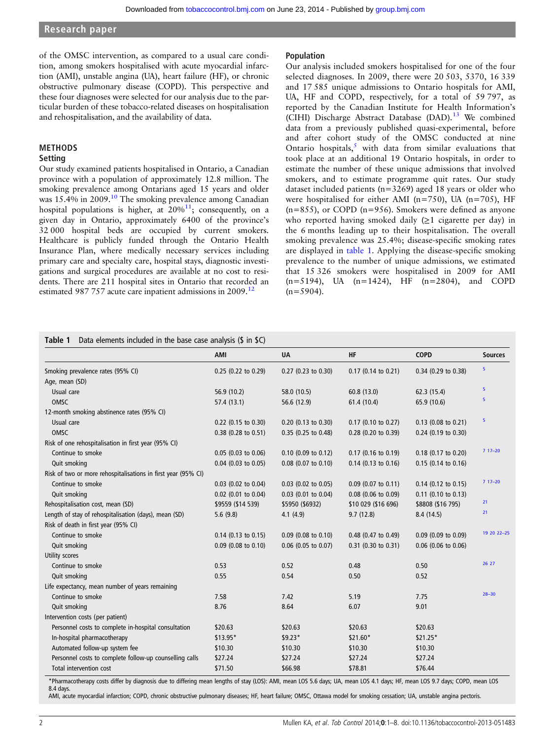of the OMSC intervention, as compared to a usual care condition, among smokers hospitalised with acute myocardial infarction (AMI), unstable angina (UA), heart failure (HF), or chronic obstructive pulmonary disease (COPD). This perspective and these four diagnoses were selected for our analysis due to the particular burden of these tobacco-related diseases on hospitalisation and rehospitalisation, and the availability of data.

## METHODS

### Setting

Our study examined patients hospitalised in Ontario, a Canadian province with a population of approximately 12.8 million. The smoking prevalence among Ontarians aged 15 years and older was 15.4% in 2009.[10] The smoking prevalence among Canadian hospital populations is higher, at 20%[11]; consequently, on a given day in Ontario, approximately 6400 of the province's 32 000 hospital beds are occupied by current smokers. Healthcare is publicly funded through the Ontario Health Insurance Plan, where medically necessary services including primary care and specialty care, hospital stays, diagnostic investigations and surgical procedures are available at no cost to residents. There are 211 hospital sites in Ontario that recorded an estimated 987 757 acute care inpatient admissions in 2009.[12]

### Population

Our analysis included smokers hospitalised for one of the four selected diagnoses. In 2009, there were 20 503, 5370, 16 339 and 17 585 unique admissions to Ontario hospitals for AMI, UA, HF and COPD, respectively, for a total of 59 797, as reported by the Canadian Institute for Health Information's (CIHI) Discharge Abstract Database (DAD).[13] We combined data from a previously published quasi-experimental, before and after cohort study of the OMSC conducted at nine Ontario hospitals,[5] with data from similar evaluations that took place at an additional 19 Ontario hospitals, in order to estimate the number of these unique admissions that involved smokers, and to estimate programme quit rates. Our study dataset included patients (n=3269) aged 18 years or older who were hospitalised for either AMI (n=750), UA (n=705), HF (n=855), or COPD (n=956). Smokers were defined as anyone who reported having smoked daily (≥1 cigarette per day) in the 6 months leading up to their hospitalisation. The overall smoking prevalence was 25.4%; disease-specific smoking rates are displayed in table 1. Applying the disease-specific smoking prevalence to the number of unique admissions, we estimated that 15 326 smokers were hospitalised in 2009 for AMI (n=5194), UA (n=1424), HF (n=2804), and COPD (n=5904).

**Table 1** Data elements included in the base case analysis ($ in $C)

| | AMI | UA | HF | COPD | Sources |
|---|---|---|---|---|---|
| Smoking prevalence rates (95% CI) | 0.25 (0.22 to 0.29) | 0.27 (0.23 to 0.30) | 0.17 (0.14 to 0.21) | 0.34 (0.29 to 0.38) | 5 |
| Age, mean (SD) | | | | | |
| Usual care | 56.9 (10.2) | 58.0 (10.5) | 60.8 (13.0) | 62.3 (15.4) | 5 |
| OMSC | 57.4 (13.1) | 56.6 (12.9) | 61.4 (10.4) | 65.9 (10.6) | 5 |
| 12-month smoking abstinence rates (95% CI) | | | | | |
| Usual care | 0.22 (0.15 to 0.30) | 0.20 (0.13 to 0.30) | 0.17 (0.10 to 0.27) | 0.13 (0.08 to 0.21) | 5 |
| OMSC | 0.38 (0.28 to 0.51) | 0.35 (0.25 to 0.48) | 0.28 (0.20 to 0.39) | 0.24 (0.19 to 0.30) | |
| Risk of one rehospitalisation in first year (95% CI) | | | | | |
| Continue to smoke | 0.05 (0.03 to 0.06) | 0.10 (0.09 to 0.12) | 0.17 (0.16 to 0.19) | 0.18 (0.17 to 0.20) | 7 17–20 |
| Quit smoking | 0.04 (0.03 to 0.05) | 0.08 (0.07 to 0.10) | 0.14 (0.13 to 0.16) | 0.15 (0.14 to 0.16) | |
| Risk of two or more rehospitalisations in first year (95% CI) | | | | | |
| Continue to smoke | 0.03 (0.02 to 0.04) | 0.03 (0.02 to 0.05) | 0.09 (0.07 to 0.11) | 0.14 (0.12 to 0.15) | 7 17–20 |
| Quit smoking | 0.02 (0.01 to 0.04) | 0.03 (0.01 to 0.04) | 0.08 (0.06 to 0.09) | 0.11 (0.10 to 0.13) | |
| Rehospitalisation cost, mean (SD) | $9559 ($14 539) | $5950 ($6932) | $10 029 ($16 696) | $8808 ($16 795) | 21 |
| Length of stay of rehospitalisation (days), mean (SD) | 5.6 (9.8) | 4.1 (4.9) | 9.7 (12.8) | 8.4 (14.5) | 21 |
| Risk of death in first year (95% CI) | | | | | |
| Continue to smoke | 0.14 (0.13 to 0.15) | 0.09 (0.08 to 0.10) | 0.48 (0.47 to 0.49) | 0.09 (0.09 to 0.09) | 19 20 22–25 |
| Quit smoking | 0.09 (0.08 to 0.10) | 0.06 (0.05 to 0.07) | 0.31 (0.30 to 0.31) | 0.06 (0.06 to 0.06) | |
| Utility scores | | | | | |
| Continue to smoke | 0.53 | 0.52 | 0.48 | 0.50 | 26 27 |
| Quit smoking | 0.55 | 0.54 | 0.50 | 0.52 | |
| Life expectancy, mean number of years remaining | | | | | |
| Continue to smoke | 7.58 | 7.42 | 5.19 | 7.75 | 28–30 |
| Quit smoking | 8.76 | 8.64 | 6.07 | 9.01 | |
| Intervention costs (per patient) | | | | | |
| Personnel costs to complete in-hospital consultation | $20.63 | $20.63 | $20.63 | $20.63 | |
| In-hospital pharmacotherapy | $13.95* | $9.23* | $21.60* | $21.25* | |
| Automated follow-up system fee | $10.30 | $10.30 | $10.30 | $10.30 | |
| Personnel costs to complete follow-up counselling calls | $27.24 | $27.24 | $27.24 | $27.24 | |
| Total intervention cost | $71.50 | $66.98 | $78.81 | $76.44 | |

*Pharmacotherapy costs differ by diagnosis due to differing mean lengths of stay (LOS): AMI, mean LOS 5.6 days; UA, mean LOS 4.1 days; HF, mean LOS 9.7 days; COPD, mean LOS 8.4 days.
AMI, acute myocardial infarction; COPD, chronic obstructive pulmonary diseases; HF, heart failure; OMSC, Ottawa model for smoking cessation; UA, unstable angina pectoris.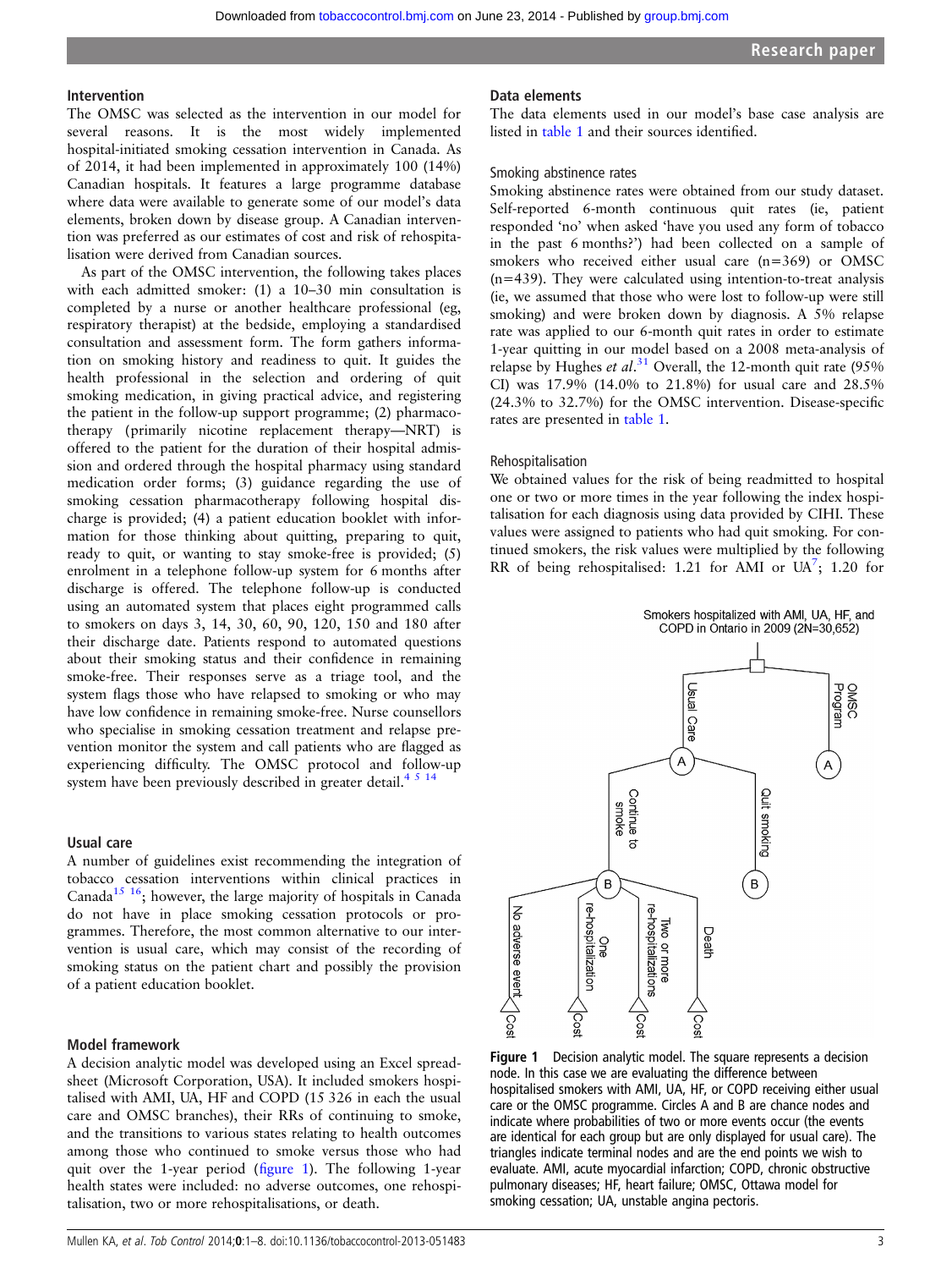### Intervention

The OMSC was selected as the intervention in our model for several reasons. It is the most widely implemented hospital-initiated smoking cessation intervention in Canada. As of 2014, it had been implemented in approximately 100 (14%) Canadian hospitals. It features a large programme database where data were available to generate some of our model's data elements, broken down by disease group. A Canadian intervention was preferred as our estimates of cost and risk of rehospitalisation were derived from Canadian sources.

As part of the OMSC intervention, the following takes places with each admitted smoker: (1) a 10–30 min consultation is completed by a nurse or another healthcare professional (eg, respiratory therapist) at the bedside, employing a standardised consultation and assessment form. The form gathers information on smoking history and readiness to quit. It guides the health professional in the selection and ordering of quit smoking medication, in giving practical advice, and registering the patient in the follow-up support programme; (2) pharmacotherapy (primarily nicotine replacement therapy—NRT) is offered to the patient for the duration of their hospital admission and ordered through the hospital pharmacy using standard medication order forms; (3) guidance regarding the use of smoking cessation pharmacotherapy following hospital discharge is provided; (4) a patient education booklet with information for those thinking about quitting, preparing to quit, ready to quit, or wanting to stay smoke-free is provided; (5) enrolment in a telephone follow-up system for 6 months after discharge is offered. The telephone follow-up is conducted using an automated system that places eight programmed calls to smokers on days 3, 14, 30, 60, 90, 120, 150 and 180 after their discharge date. Patients respond to automated questions about their smoking status and their confidence in remaining smoke-free. Their responses serve as a triage tool, and the system flags those who have relapsed to smoking or who may have low confidence in remaining smoke-free. Nurse counsellors who specialise in smoking cessation treatment and relapse prevention monitor the system and call patients who are flagged as experiencing difficulty. The OMSC protocol and follow-up system have been previously described in greater detail.[4 5 14]

### Usual care

A number of guidelines exist recommending the integration of tobacco cessation interventions within clinical practices in Canada[15 16]; however, the large majority of hospitals in Canada do not have in place smoking cessation protocols or programmes. Therefore, the most common alternative to our intervention is usual care, which may consist of the recording of smoking status on the patient chart and possibly the provision of a patient education booklet.

### Model framework

A decision analytic model was developed using an Excel spreadsheet (Microsoft Corporation, USA). It included smokers hospitalised with AMI, UA, HF and COPD (15 326 in each the usual care and OMSC branches), their RRs of continuing to smoke, and the transitions to various states relating to health outcomes among those who continued to smoke versus those who had quit over the 1-year period (figure 1). The following 1-year health states were included: no adverse event, one rehospitalisation, two or more rehospitalisations, or death.

### Data elements

The data elements used in our model's base case analysis are listed in table 1 and their sources identified.

#### Smoking abstinence rates

Smoking abstinence rates were obtained from our study dataset. Self-reported 6-month continuous quit rates (ie, patient responded 'no' when asked 'have you used any form of tobacco in the past 6 months?') had been collected on a sample of smokers who received either usual care (n=369) or OMSC (n=439). They were calculated using intention-to-treat analysis (ie, we assumed that those who were lost to follow-up were still smoking) and were broken down by diagnosis. A 5% relapse rate was applied to our 6-month quit rates in order to estimate 1-year quitting in our model based on a 2008 meta-analysis of relapse by Hughes *et al*.[31] Overall, the 12-month quit rate (95% CI) was 17.9% (14.0% to 21.8%) for usual care and 28.5% (24.3% to 32.7%) for the OMSC intervention. Disease-specific rates are presented in table 1.

#### Rehospitalisation

We obtained values for the risk of being readmitted to hospital one or two or more times in the year following the index hospitalisation for each diagnosis using data provided by CIHI. These values were assigned to patients who had quit smoking. For continued smokers, the risk values were multiplied by the following RR of being rehospitalised: 1.21 for AMI or UA[7]; 1.20 for

Figure 1 Decision analytic model. The square represents a decision node. In this case we are evaluating the difference between hospitalised smokers with AMI, UA, HF, or COPD receiving either usual care or the OMSC programme. Circles A and B are chance nodes and indicate where probabilities of two or more events occur (the events are identical for each group but are only displayed for usual care). The triangles indicate terminal nodes and are the end points we wish to evaluate. AMI, acute myocardial infarction; COPD, chronic obstructive pulmonary diseases; HF, heart failure; OMSC, Ottawa model for smoking cessation; UA, unstable angina pectoris.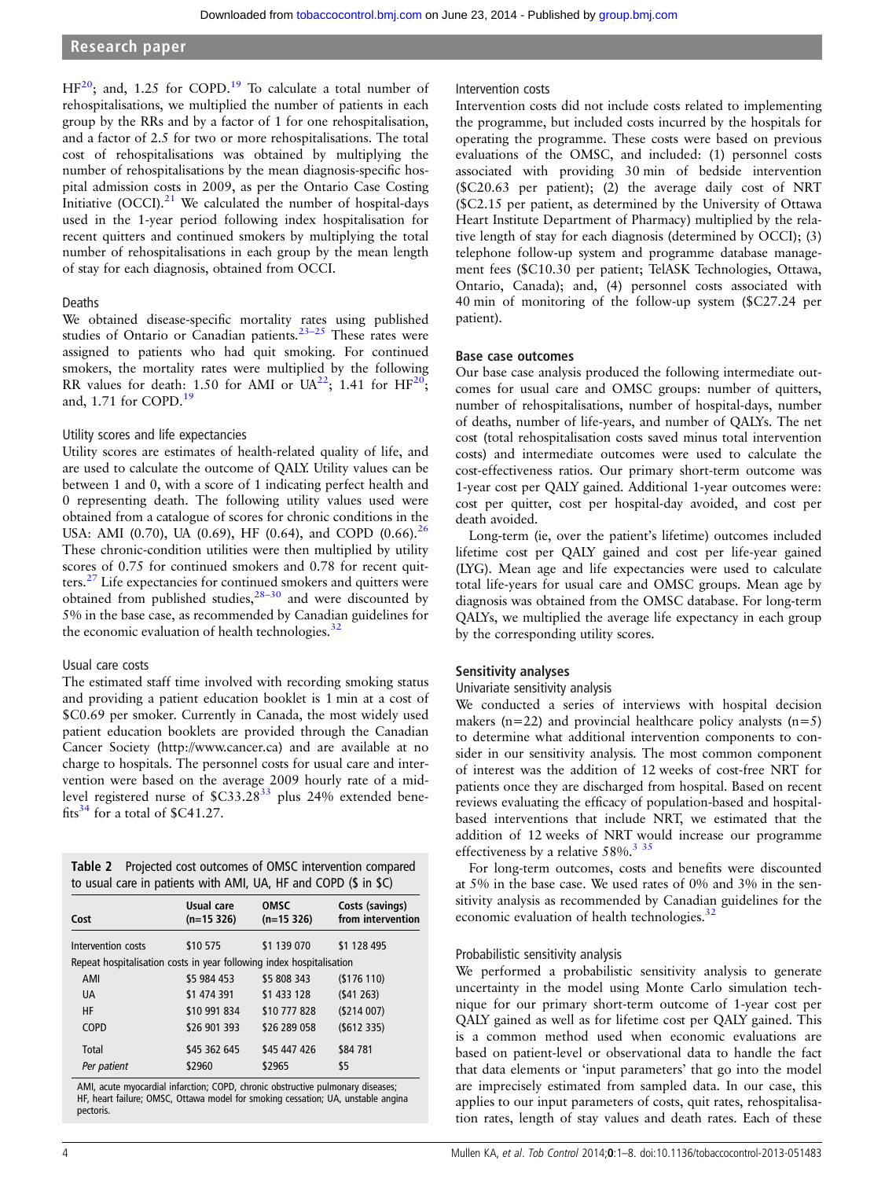HF[20]; and, 1.25 for COPD.[19] To calculate a total number of rehospitalisations, we multiplied the number of patients in each group by the RRs and by a factor of 1 for one rehospitalisation, and a factor of 2.5 for two or more rehospitalisations. The total cost of rehospitalisations was obtained by multiplying the number of rehospitalisations by the mean diagnosis-specific hospital admission costs in 2009, as per the Ontario Case Costing Initiative (OCCI).[21] We calculated the number of hospital-days used in the 1-year period following index hospitalisation for recent quitters and continued smokers by multiplying the total number of rehospitalisations in each group by the mean length of stay for each diagnosis, obtained from OCCI.

### Deaths

We obtained disease-specific mortality rates using published studies of Ontario or Canadian patients.[23–25] These rates were assigned to patients who had quit smoking. For continued smokers, the mortality rates were multiplied by the following RR values for death: 1.50 for AMI or UA[22]; 1.41 for HF[20]; and, 1.71 for COPD.[19]

### Utility scores and life expectancies

Utility scores are estimates of health-related quality of life, and are used to calculate the outcome of QALY. Utility values can be between 1 and 0, with a score of 1 indicating perfect health and 0 representing death. The following utility values used were obtained from a catalogue of scores for chronic conditions in the USA: AMI (0.70), UA (0.69), HF (0.64), and COPD (0.66).[26] These chronic-condition utilities were then multiplied by utility scores of 0.75 for continued smokers and 0.78 for recent quitters.[27] Life expectancies for continued smokers and quitters were obtained from published studies,[28–30] and were discounted by 5% in the base case, as recommended by Canadian guidelines for the economic evaluation of health technologies.[32]

### Usual care costs

The estimated staff time involved with recording smoking status and providing a patient education booklet is 1 min at a cost of $C0.69 per smoker. Currently in Canada, the most widely used patient education booklets are provided through the Canadian Cancer Society (http://www.cancer.ca) and are available at no charge to hospitals. The personnel costs for usual care and intervention were based on the average 2009 hourly rate of a mid-level registered nurse of $C33.28[33] plus 24% extended benefits[34] for a total of $C41.27.

**Table 2** Projected cost outcomes of OMSC intervention compared to usual care in patients with AMI, UA, HF and COPD ($ in $C)

| Cost | Usual care (n=15 326) | OMSC (n=15 326) | Costs (savings) from intervention |
|---|---|---|---|
| Intervention costs | $10 575 | $1 139 070 | $1 128 495 |
| Repeat hospitalisation costs in year following index hospitalisation | | | |
| AMI | $5 984 453 | $5 808 343 | ($176 110) |
| UA | $1 474 391 | $1 433 128 | ($41 263) |
| HF | $10 991 834 | $10 777 828 | ($214 007) |
| COPD | $26 901 393 | $26 289 058 | ($612 335) |
| Total | $45 362 645 | $45 447 426 | $84 781 |
| *Per patient* | $2960 | $2965 | $5 |

AMI, acute myocardial infarction; COPD, chronic obstructive pulmonary diseases; HF, heart failure; OMSC, Ottawa model for smoking cessation; UA, unstable angina pectoris.

### Intervention costs

Intervention costs did not include costs related to implementing the programme, but included costs incurred by the hospitals for operating the programme. These costs were based on previous evaluations of the OMSC, and included: (1) personnel costs associated with providing 30 min of bedside intervention ($C20.63 per patient); (2) the average daily cost of NRT ($C2.15 per patient, as determined by the University of Ottawa Heart Institute Department of Pharmacy) multiplied by the relative length of stay for each diagnosis (determined by OCCI); (3) telephone follow-up system and programme database management fees ($C10.30 per patient; TelASK Technologies, Ottawa, Ontario, Canada); and, (4) personnel costs associated with 40 min of monitoring of the follow-up system ($C27.24 per patient).

## Base case outcomes

Our base case analysis produced the following intermediate outcomes for usual care and OMSC groups: number of quitters, number of rehospitalisations, number of hospital-days, number of deaths, number of life-years, and number of QALYs. The net cost (total rehospitalisation costs saved minus total intervention costs) and intermediate outcomes were used to calculate the cost-effectiveness ratios. Our primary short-term outcome was 1-year cost per QALY gained. Additional 1-year outcomes were: cost per quitter, cost per hospital-day avoided, and cost per death avoided.

Long-term (ie, over the patient's lifetime) outcomes included lifetime cost per QALY gained and cost per life-year gained (LYG). Mean age and life expectancies were used to calculate total life-years for usual care and OMSC groups. Mean age by diagnosis was obtained from the OMSC database. For long-term QALYs, we multiplied the average life expectancy in each group by the corresponding utility scores.

## Sensitivity analyses

### Univariate sensitivity analysis

We conducted a series of interviews with hospital decision makers (n=22) and provincial healthcare policy analysts (n=5) to determine what additional intervention components to consider in our sensitivity analysis. The most common component of interest was the addition of 12 weeks of cost-free NRT for patients once they are discharged from hospital. Based on recent reviews evaluating the efficacy of population-based and hospital-based interventions that include NRT, we estimated that the addition of 12 weeks of NRT would increase our programme effectiveness by a relative 58%.[3 35]

For long-term outcomes, costs and benefits were discounted at 5% in the base case. We used rates of 0% and 3% in the sensitivity analysis as recommended by Canadian guidelines for the economic evaluation of health technologies.[32]

### Probabilistic sensitivity analysis

We performed a probabilistic sensitivity analysis to generate uncertainty in the model using Monte Carlo simulation technique for our primary short-term outcome of 1-year cost per QALY gained as well as for lifetime cost per QALY gained. This is a common method used when economic evaluations are based on patient-level or observational data to handle the fact that data elements or 'input parameters' that go into the model are imprecisely estimated from sampled data. In our case, this applies to our input parameters of costs, quit rates, rehospitalisation rates, length of stay values and death rates. Each of these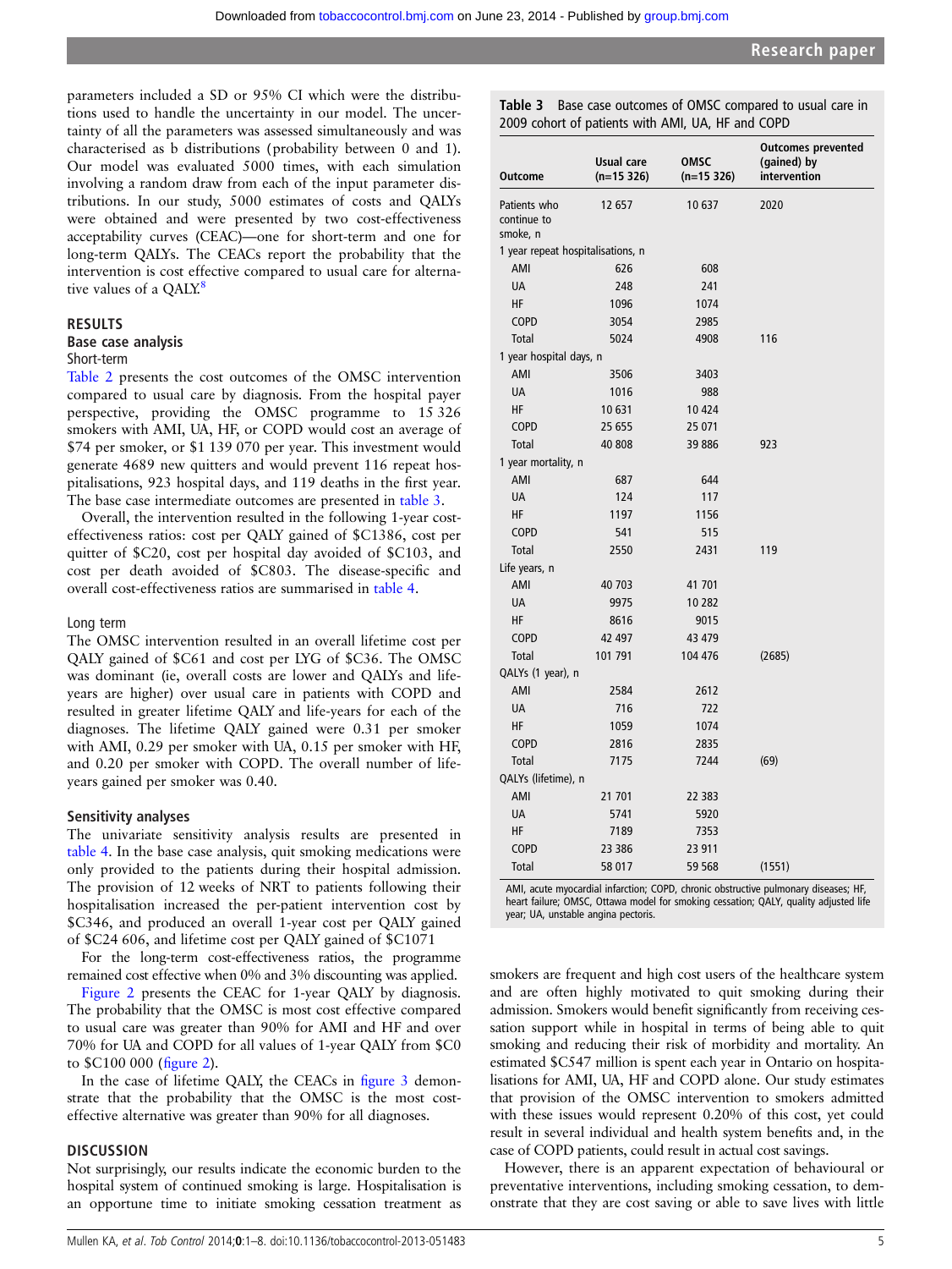parameters included a SD or 95% CI which were the distributions used to handle the uncertainty in our model. The uncertainty of all the parameters was assessed simultaneously and was characterised as b distributions (probability between 0 and 1). Our model was evaluated 5000 times, with each simulation involving a random draw from each of the input parameter distributions. In our study, 5000 estimates of costs and QALYs were obtained and were presented by two cost-effectiveness acceptability curves (CEAC)—one for short-term and one for long-term QALYs. The CEACs report the probability that the intervention is cost effective compared to usual care for alternative values of a QALY.[8]

## RESULTS

### Base case analysis

Short-term

Table 2 presents the cost outcomes of the OMSC intervention compared to usual care by diagnosis. From the hospital payer perspective, providing the OMSC programme to 15 326 smokers with AMI, UA, HF, or COPD would cost an average of $74 per smoker, or $1 139 070 per year. This investment would generate 4689 new quitters and would prevent 116 repeat hospitalisations, 923 hospital days, and 119 deaths in the first year. The base case intermediate outcomes are presented in table 3.

Overall, the intervention resulted in the following 1-year cost-effectiveness ratios: cost per QALY gained of $C1386, cost per quitter of $C20, cost per hospital day avoided of $C103, and cost per death avoided of $C803. The disease-specific and overall cost-effectiveness ratios are summarised in table 4.

Long term

The OMSC intervention resulted in an overall lifetime cost per QALY gained of $C61 and cost per LYG of $C36. The OMSC was dominant (ie, overall costs are lower and QALYs and life-years are higher) over usual care in patients with COPD and resulted in greater lifetime QALY and life-years for each of the diagnoses. The lifetime QALY gained were 0.31 per smoker with AMI, 0.29 per smoker with UA, 0.15 per smoker with HF, and 0.20 per smoker with COPD. The overall number of life-years gained per smoker was 0.40.

### Sensitivity analyses

The univariate sensitivity analysis results are presented in table 4. In the base case analysis, quit smoking medications were only provided to the patients during their hospital admission. The provision of 12 weeks of NRT to patients following their hospitalisation increased the per-patient intervention cost by $C346, and produced an overall 1-year cost per QALY gained of $C24 606, and lifetime cost per QALY gained of $C1071

For the long-term cost-effectiveness ratios, the programme remained cost effective when 0% and 3% discounting was applied.

Figure 2 presents the CEAC for 1-year QALY by diagnosis. The probability that the OMSC is most cost effective compared to usual care was greater than 90% for AMI and HF and over 70% for UA and COPD for all values of 1-year QALY from $C0 to $C100 000 (figure 2).

In the case of lifetime QALY, the CEACs in figure 3 demonstrate that the probability that the OMSC is the most cost-effective alternative was greater than 90% for all diagnoses.

**Table 3** Base case outcomes of OMSC compared to usual care in 2009 cohort of patients with AMI, UA, HF and COPD

| Outcome | Usual care (n=15 326) | OMSC (n=15 326) | Outcomes prevented (gained) by intervention |
|---|---|---|---|
| Patients who continue to smoke, n | 12 657 | 10 637 | 2020 |
| 1 year repeat hospitalisations, n | | | |
| AMI | 626 | 608 | |
| UA | 248 | 241 | |
| HF | 1096 | 1074 | |
| COPD | 3054 | 2985 | |
| Total | 5024 | 4908 | 116 |
| 1 year hospital days, n | | | |
| AMI | 3506 | 3403 | |
| UA | 1016 | 988 | |
| HF | 10 631 | 10 424 | |
| COPD | 25 655 | 25 071 | |
| Total | 40 808 | 39 886 | 923 |
| 1 year mortality, n | | | |
| AMI | 687 | 644 | |
| UA | 124 | 117 | |
| HF | 1197 | 1156 | |
| COPD | 541 | 515 | |
| Total | 2550 | 2431 | 119 |
| Life years, n | | | |
| AMI | 40 703 | 41 701 | |
| UA | 9975 | 10 282 | |
| HF | 8616 | 9015 | |
| COPD | 42 497 | 43 479 | |
| Total | 101 791 | 104 476 | (2685) |
| QALYs (1 year), n | | | |
| AMI | 2584 | 2612 | |
| UA | 716 | 722 | |
| HF | 1059 | 1074 | |
| COPD | 2816 | 2835 | |
| Total | 7175 | 7244 | (69) |
| QALYs (lifetime), n | | | |
| AMI | 21 701 | 22 383 | |
| UA | 5741 | 5920 | |
| HF | 7189 | 7353 | |
| COPD | 23 386 | 23 911 | |
| Total | 58 017 | 59 568 | (1551) |

AMI, acute myocardial infarction; COPD, chronic obstructive pulmonary diseases; HF, heart failure; OMSC, Ottawa model for smoking cessation; QALY, quality adjusted life year; UA, unstable angina pectoris.

## DISCUSSION

Not surprisingly, our results indicate the economic burden to the hospital system of continued smoking is large. Hospitalisation is an opportune time to initiate smoking cessation treatment as smokers are frequent and high cost users of the healthcare system and are often highly motivated to quit smoking during their admission. Smokers would benefit significantly from receiving cessation support while in hospital in terms of being able to quit smoking and reducing their risk of morbidity and mortality. An estimated $C547 million is spent each year in Ontario on hospitalisations for AMI, UA, HF and COPD alone. Our study estimates that provision of the OMSC intervention to smokers admitted with these issues would represent 0.20% of this cost, yet could result in several individual and health system benefits and, in the case of COPD patients, could result in actual cost savings.

However, there is an apparent expectation of behavioural or preventative interventions, including smoking cessation, to demonstrate that they are cost saving or able to save lives with little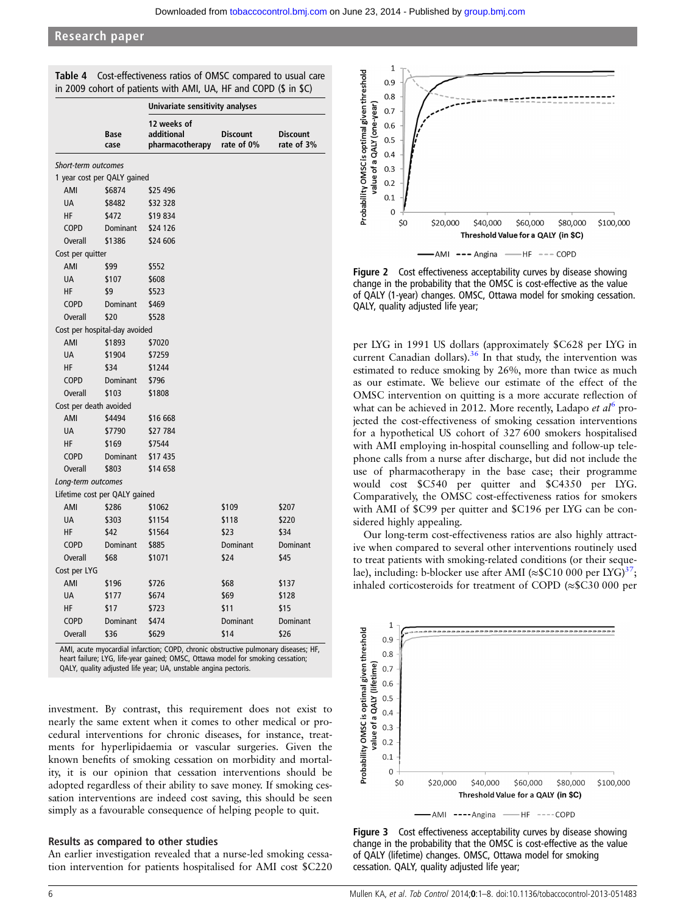**Table 4** Cost-effectiveness ratios of OMSC compared to usual care in 2009 cohort of patients with AMI, UA, HF and COPD ($ in $C)

| | Base case | Univariate sensitivity analyses: 12 weeks of additional pharmacotherapy | Discount rate of 0% | Discount rate of 3% |
|---|---|---|---|---|
| *Short-term outcomes* | | | | |
| 1 year cost per QALY gained | | | | |
| AMI | $6874 | $25 496 | | |
| UA | $8482 | $32 328 | | |
| HF | $472 | $19 834 | | |
| COPD | Dominant | $24 126 | | |
| Overall | $1386 | $24 606 | | |
| Cost per quitter | | | | |
| AMI | $99 | $552 | | |
| UA | $107 | $608 | | |
| HF | $9 | $523 | | |
| COPD | Dominant | $469 | | |
| Overall | $20 | $528 | | |
| Cost per hospital-day avoided | | | | |
| AMI | $1893 | $7020 | | |
| UA | $1904 | $7259 | | |
| HF | $34 | $1244 | | |
| COPD | Dominant | $796 | | |
| Overall | $103 | $1808 | | |
| Cost per death avoided | | | | |
| AMI | $4494 | $16 668 | | |
| UA | $7790 | $27 784 | | |
| HF | $169 | $7544 | | |
| COPD | Dominant | $17 435 | | |
| Overall | $803 | $14 658 | | |
| *Long-term outcomes* | | | | |
| Lifetime cost per QALY gained | | | | |
| AMI | $286 | $1062 | $109 | $207 |
| UA | $303 | $1154 | $118 | $220 |
| HF | $42 | $1564 | $23 | $34 |
| COPD | Dominant | $885 | Dominant | Dominant |
| Overall | $68 | $1071 | $24 | $45 |
| Cost per LYG | | | | |
| AMI | $196 | $726 | $68 | $137 |
| UA | $177 | $674 | $69 | $128 |
| HF | $17 | $723 | $11 | $15 |
| COPD | Dominant | $474 | Dominant | Dominant |
| Overall | $36 | $629 | $14 | $26 |

AMI, acute myocardial infarction; COPD, chronic obstructive pulmonary diseases; HF, heart failure; LYG, life-year gained; OMSC, Ottawa model for smoking cessation; QALY, quality adjusted life year; UA, unstable angina pectoris.

investment. By contrast, this requirement does not exist to nearly the same extent when it comes to other medical or procedural interventions for chronic diseases, for instance, treatments for hyperlipidaemia or vascular surgeries. Given the known benefits of smoking cessation on morbidity and mortality, it is our opinion that cessation interventions should be adopted regardless of their ability to save money. If smoking cessation interventions are indeed cost saving, this should be seen simply as a favourable consequence of helping people to quit.

### Results as compared to other studies

An earlier investigation revealed that a nurse-led smoking cessation intervention for patients hospitalised for AMI cost $C220 per LYG in 1991 US dollars (approximately $C628 per LYG in current Canadian dollars).[36] In that study, the intervention was estimated to reduce smoking by 26%, more than twice as much as our estimate. We believe our estimate of the effect of the OMSC intervention on quitting is a more accurate reflection of what can be achieved in 2012. More recently, Ladapo *et al*[6] projected the cost-effectiveness of smoking cessation interventions for a hypothetical US cohort of 327 600 smokers hospitalised with AMI employing in-hospital counselling and follow-up telephone calls from a nurse after discharge, but did not include the use of pharmacotherapy in the base case; their programme would cost $C540 per quitter and $C4350 per LYG. Comparatively, the OMSC cost-effectiveness ratios for smokers with AMI of $C99 per quitter and $C196 per LYG can be considered highly appealing.

Our long-term cost-effectiveness ratios are also highly attractive when compared to several other interventions routinely used to treat patients with smoking-related conditions (or their sequelae), including: b-blocker use after AMI (≈$C10 000 per LYG)[37]; inhaled corticosteroids for treatment of COPD (≈$C30 000 per

**Figure 2** Cost effectiveness acceptability curves by disease showing change in the probability that the OMSC is cost-effective as the value of QALY (1-year) changes. OMSC, Ottawa model for smoking cessation. QALY, quality adjusted life year;

**Figure 3** Cost effectiveness acceptability curves by disease showing change in the probability that the OMSC is cost-effective as the value of QALY (lifetime) changes. OMSC, Ottawa model for smoking cessation. QALY, quality adjusted life year;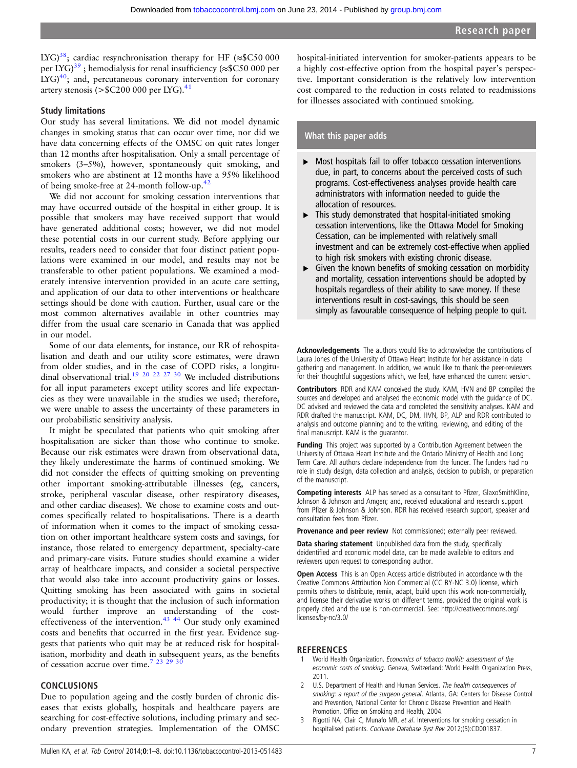LYG)[38]; cardiac resynchronisation therapy for HF (≈$C50 000 per LYG)[39]; hemodialysis for renal insufficiency (≈$C50 000 per LYG)[40]; and, percutaneous coronary intervention for coronary artery stenosis (>$C200 000 per LYG).[41]

### Study limitations

Our study has several limitations. We did not model dynamic changes in smoking status that can occur over time, nor did we have data concerning effects of the OMSC on quit rates longer than 12 months after hospitalisation. Only a small percentage of smokers (3–5%), however, spontaneously quit smoking, and smokers who are abstinent at 12 months have a 95% likelihood of being smoke-free at 24-month follow-up.[42]

We did not account for smoking cessation interventions that may have occurred outside of the hospital in either group. It is possible that smokers may have received support that would have generated additional costs; however, we did not model these potential costs in our current study. Before applying our results, readers need to consider that four distinct patient populations were examined in our model, and results may not be transferable to other patient populations. We examined a moderately intensive intervention provided in an acute care setting, and application of our data to other interventions or healthcare settings should be done with caution. Further, usual care or the most common alternatives available in other countries may differ from the usual care scenario in Canada that was applied in our model.

Some of our data elements, for instance, our RR of rehospitalisation and death and our utility score estimates, were drawn from older studies, and in the case of COPD risks, a longitudinal observational trial.[19,20,22,27,30] We included distributions for all input parameters except utility scores and life expectancies as they were unavailable in the studies we used; therefore, we were unable to assess the uncertainty of these parameters in our probabilistic sensitivity analysis.

It might be speculated that patients who quit smoking after hospitalisation are sicker than those who continue to smoke. Because our risk estimates were drawn from observational data, they likely underestimate the harms of continued smoking. We did not consider the effects of quitting smoking on preventing other important smoking-attributable illnesses (eg, cancers, stroke, peripheral vascular disease, other respiratory diseases, and other cardiac diseases). We chose to examine costs and outcomes specifically related to hospitalisations. There is a dearth of information when it comes to the impact of smoking cessation on other important healthcare system costs and savings, for instance, those related to emergency department, specialty-care and primary-care visits. Future studies should examine a wider array of healthcare impacts, and consider a societal perspective that would also take into account productivity gains or losses. Quitting smoking has been associated with gains in societal productivity; it is thought that the inclusion of such information would further improve an understanding of the cost-effectiveness of the intervention.[43,44] Our study only examined costs and benefits that occurred in the first year. Evidence suggests that patients who quit may be at reduced risk for hospitalisation, morbidity and death in subsequent years, as the benefits of cessation accrue over time.[7,23,29,30]

## CONCLUSIONS

Due to population ageing and the costly burden of chronic diseases that exists globally, hospitals and healthcare payers are searching for cost-effective solutions, including primary and secondary prevention strategies. Implementation of the OMSC hospital-initiated intervention for smoker-patients appears to be a highly cost-effective option from the hospital payer's perspective. Important consideration is the relatively low intervention cost compared to the reduction in costs related to readmissions for illnesses associated with continued smoking.

### What this paper adds

- Most hospitals fail to offer tobacco cessation interventions due, in part, to concerns about the perceived costs of such programs. Cost-effectiveness analyses provide health care administrators with information needed to guide the allocation of resources.
- This study demonstrated that hospital-initiated smoking cessation interventions, like the Ottawa Model for Smoking Cessation, can be implemented with relatively small investment and can be extremely cost-effective when applied to high risk smokers with existing chronic disease.
- Given the known benefits of smoking cessation on morbidity and mortality, cessation interventions should be adopted by hospitals regardless of their ability to save money. If these interventions result in cost-savings, this should be seen simply as favourable consequence of helping people to quit.

**Acknowledgements** The authors would like to acknowledge the contributions of Laura Jones of the University of Ottawa Heart Institute for her assistance in data gathering and management. In addition, we would like to thank the peer-reviewers for their thoughtful suggestions which, we feel, have enhanced the current version.

**Contributors** RDR and KAM conceived the study. KAM, HVN and BP compiled the sources and developed and analysed the economic model with the guidance of DC. DC advised and reviewed the data and completed the sensitivity analyses. KAM and RDR drafted the manuscript. KAM, DC, DM, HVN, BP, ALP and RDR contributed to analysis and outcome planning and to the writing, reviewing, and editing of the final manuscript. KAM is the guarantor.

**Funding** This project was supported by a Contribution Agreement between the University of Ottawa Heart Institute and the Ontario Ministry of Health and Long Term Care. All authors declare independence from the funder. The funders had no role in study design, data collection and analysis, decision to publish, or preparation of the manuscript.

**Competing interests** ALP has served as a consultant to Pfizer, GlaxoSmithKline, Johnson & Johnson and Amgen; and, received educational and research support from Pfizer & Johnson & Johnson. RDR has received research support, speaker and consultation fees from Pfizer.

**Provenance and peer review** Not commissioned; externally peer reviewed.

**Data sharing statement** Unpublished data from the study, specifically deidentified and economic model data, can be made available to editors and reviewers upon request to corresponding author.

**Open Access** This is an Open Access article distributed in accordance with the Creative Commons Attribution Non Commercial (CC BY-NC 3.0) license, which permits others to distribute, remix, adapt, build upon this work non-commercially, and license their derivative works on different terms, provided the original work is properly cited and the use is non-commercial. See: http://creativecommons.org/licenses/by-nc/3.0/

## REFERENCES

1. World Health Organization. *Economics of tobacco toolkit: assessment of the economic costs of smoking*. Geneva, Switzerland: World Health Organization Press, 2011.
2. U.S. Department of Health and Human Services. *The health consequences of smoking: a report of the surgeon general*. Atlanta, GA: Centers for Disease Control and Prevention, National Center for Chronic Disease Prevention and Health Promotion, Office on Smoking and Health, 2004.
3. Rigotti NA, Clair C, Munafo MR, *et al*. Interventions for smoking cessation in hospitalised patients. *Cochrane Database Syst Rev* 2012;(5):CD001837.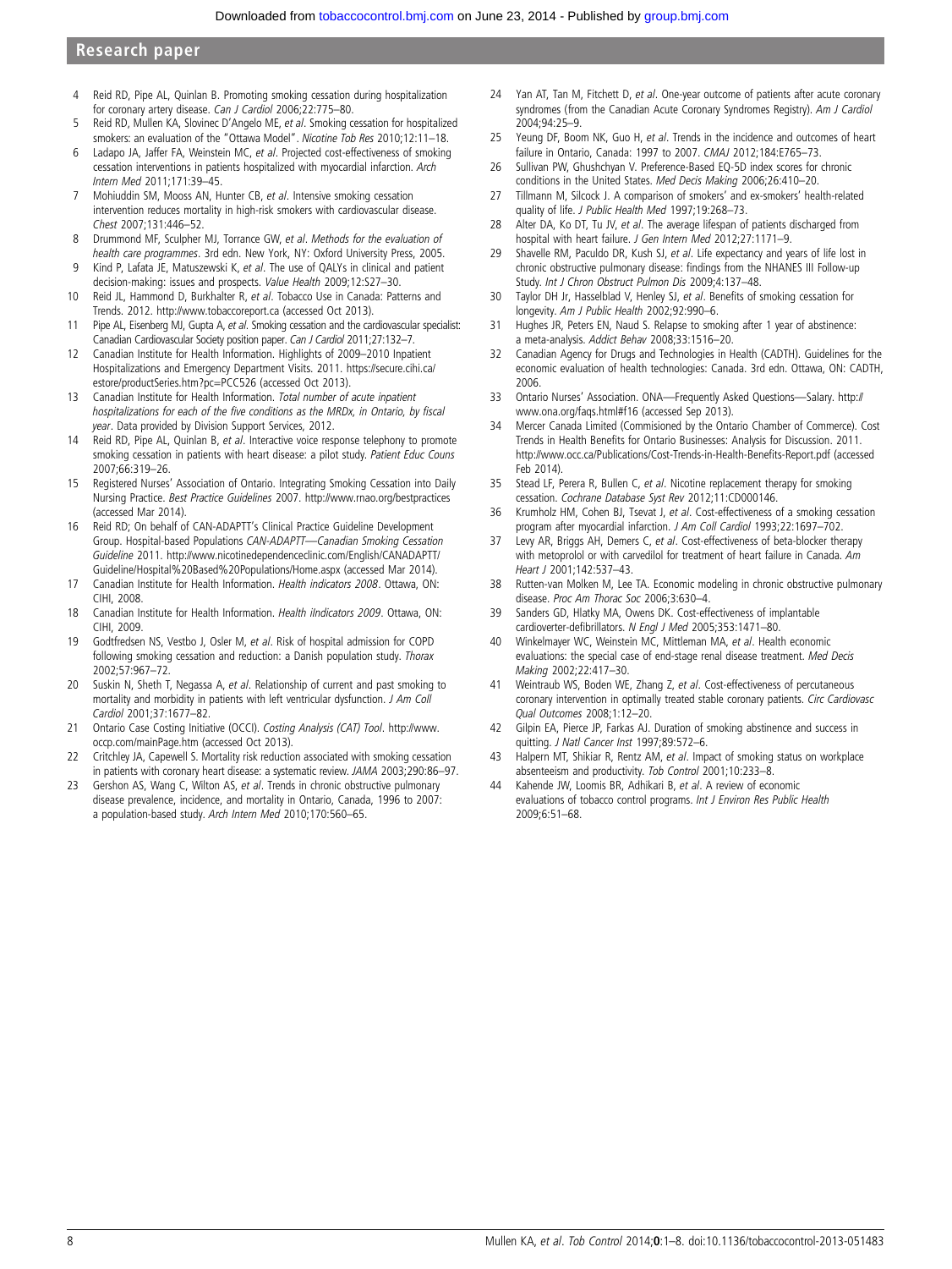4. Reid RD, Pipe AL, Quinlan B. Promoting smoking cessation during hospitalization for coronary artery disease. *Can J Cardiol* 2006;22:775–80.
5. Reid RD, Mullen KA, Slovinec D'Angelo ME, *et al*. Smoking cessation for hospitalized smokers: an evaluation of the "Ottawa Model". *Nicotine Tob Res* 2010;12:11–18.
6. Ladapo JA, Jaffer FA, Weinstein MC, *et al*. Projected cost-effectiveness of smoking cessation interventions in patients hospitalized with myocardial infarction. *Arch Intern Med* 2011;171:39–45.
7. Mohiuddin SM, Mooss AN, Hunter CB, *et al*. Intensive smoking cessation intervention reduces mortality in high-risk smokers with cardiovascular disease. *Chest* 2007;131:446–52.
8. Drummond MF, Sculpher MJ, Torrance GW, *et al*. *Methods for the evaluation of health care programmes*. 3rd edn. New York, NY: Oxford University Press, 2005.
9. Kind P, Lafata JE, Matuszewski K, *et al*. The use of QALYs in clinical and patient decision-making: issues and prospects. *Value Health* 2009;12:S27–30.
10. Reid JL, Hammond D, Burkhalter R, *et al*. Tobacco Use in Canada: Patterns and Trends. 2012. http://www.tobaccoreport.ca (accessed Oct 2013).
11. Pipe AL, Eisenberg MJ, Gupta A, *et al*. Smoking cessation and the cardiovascular specialist: Canadian Cardiovascular Society position paper. *Can J Cardiol* 2011;27:132–7.
12. Canadian Institute for Health Information. Highlights of 2009–2010 Inpatient Hospitalizations and Emergency Department Visits. 2011. https://secure.cihi.ca/estore/productSeries.htm?pc=PCC526 (accessed Oct 2013).
13. Canadian Institute for Health Information. *Total number of acute inpatient hospitalizations for each of the five conditions as the MRDx, in Ontario, by fiscal year*. Data provided by Division Support Services, 2012.
14. Reid RD, Pipe AL, Quinlan B, *et al*. Interactive voice response telephony to promote smoking cessation in patients with heart disease: a pilot study. *Patient Educ Couns* 2007;66:319–26.
15. Registered Nurses' Association of Ontario. Integrating Smoking Cessation into Daily Nursing Practice. *Best Practice Guidelines* 2007. http://www.rnao.org/bestpractices (accessed Mar 2014).
16. Reid RD; On behalf of CAN-ADAPTT's Clinical Practice Guideline Development Group. Hospital-based Populations *CAN-ADAPTT—Canadian Smoking Cessation Guideline* 2011. http://www.nicotinedependenceclinic.com/English/CANADAPTT/Guideline/Hospital%20Based%20Populations/Home.aspx (accessed Mar 2014).
17. Canadian Institute for Health Information. *Health indicators 2008*. Ottawa, ON: CIHI, 2008.
18. Canadian Institute for Health Information. *Health iIndicators 2009*. Ottawa, ON: CIHI, 2009.
19. Godtfredsen NS, Vestbo J, Osler M, *et al*. Risk of hospital admission for COPD following smoking cessation and reduction: a Danish population study. *Thorax* 2002;57:967–72.
20. Suskin N, Sheth T, Negassa A, *et al*. Relationship of current and past smoking to mortality and morbidity in patients with left ventricular dysfunction. *J Am Coll Cardiol* 2001;37:1677–82.
21. Ontario Case Costing Initiative (OCCI). *Costing Analysis (CAT) Tool*. http://www.occp.com/mainPage.htm (accessed Oct 2013).
22. Critchley JA, Capewell S. Mortality risk reduction associated with smoking cessation in patients with coronary heart disease: a systematic review. *JAMA* 2003;290:86–97.
23. Gershon AS, Wang C, Wilton AS, *et al*. Trends in chronic obstructive pulmonary disease prevalence, incidence, and mortality in Ontario, Canada, 1996 to 2007: a population-based study. *Arch Intern Med* 2010;170:560–65.
24. Yan AT, Tan M, Fitchett D, *et al*. One-year outcome of patients after acute coronary syndromes (from the Canadian Acute Coronary Syndromes Registry). *Am J Cardiol* 2004;94:25–9.
25. Yeung DF, Boom NK, Guo H, *et al*. Trends in the incidence and outcomes of heart failure in Ontario, Canada: 1997 to 2007. *CMAJ* 2012;184:E765–73.
26. Sullivan PW, Ghushchyan V. Preference-Based EQ-5D index scores for chronic conditions in the United States. *Med Decis Making* 2006;26:410–20.
27. Tillmann M, Silcock J. A comparison of smokers' and ex-smokers' health-related quality of life. *J Public Health Med* 1997;19:268–73.
28. Alter DA, Ko DT, Tu JV, *et al*. The average lifespan of patients discharged from hospital with heart failure. *J Gen Intern Med* 2012;27:1171–9.
29. Shavelle RM, Paculdo DR, Kush SJ, *et al*. Life expectancy and years of life lost in chronic obstructive pulmonary disease: findings from the NHANES III Follow-up Study. *Int J Chron Obstruct Pulmon Dis* 2009;4:137–48.
30. Taylor DH Jr, Hasselblad V, Henley SJ, *et al*. Benefits of smoking cessation for longevity. *Am J Public Health* 2002;92:990–6.
31. Hughes JR, Peters EN, Naud S. Relapse to smoking after 1 year of abstinence: a meta-analysis. *Addict Behav* 2008;33:1516–20.
32. Canadian Agency for Drugs and Technologies in Health (CADTH). Guidelines for the economic evaluation of health technologies: Canada. 3rd edn. Ottawa, ON: CADTH, 2006.
33. Ontario Nurses' Association. ONA—Frequently Asked Questions—Salary. http://www.ona.org/faqs.html#f16 (accessed Sep 2013).
34. Mercer Canada Limited (Commisioned by the Ontario Chamber of Commerce). Cost Trends in Health Benefits for Ontario Businesses: Analysis for Discussion. 2011. http://www.occ.ca/Publications/Cost-Trends-in-Health-Benefits-Report.pdf (accessed Feb 2014).
35. Stead LF, Perera R, Bullen C, *et al*. Nicotine replacement therapy for smoking cessation. *Cochrane Database Syst Rev* 2012;11:CD000146.
36. Krumholz HM, Cohen BJ, Tsevat J, *et al*. Cost-effectiveness of a smoking cessation program after myocardial infarction. *J Am Coll Cardiol* 1993;22:1697–702.
37. Levy AR, Briggs AH, Demers C, *et al*. Cost-effectiveness of beta-blocker therapy with metoprolol or with carvedilol for treatment of heart failure in Canada. *Am Heart J* 2001;142:537–43.
38. Rutten-van Molken M, Lee TA. Economic modeling in chronic obstructive pulmonary disease. *Proc Am Thorac Soc* 2006;3:630–4.
39. Sanders GD, Hlatky MA, Owens DK. Cost-effectiveness of implantable cardioverter-defibrillators. *N Engl J Med* 2005;353:1471–80.
40. Winkelmayer WC, Weinstein MC, Mittleman MA, *et al*. Health economic evaluations: the special case of end-stage renal disease treatment. *Med Decis Making* 2002;22:417–30.
41. Weintraub WS, Boden WE, Zhang Z, *et al*. Cost-effectiveness of percutaneous coronary intervention in optimally treated stable coronary patients. *Circ Cardiovasc Qual Outcomes* 2008;1:12–20.
42. Gilpin EA, Pierce JP, Farkas AJ. Duration of smoking abstinence and success in quitting. *J Natl Cancer Inst* 1997;89:572–6.
43. Halpern MT, Shikiar R, Rentz AM, *et al*. Impact of smoking status on workplace absenteeism and productivity. *Tob Control* 2001;10:233–8.
44. Kahende JW, Loomis BR, Adhikari B, *et al*. A review of economic evaluations of tobacco control programs. *Int J Environ Res Public Health* 2009;6:51–68.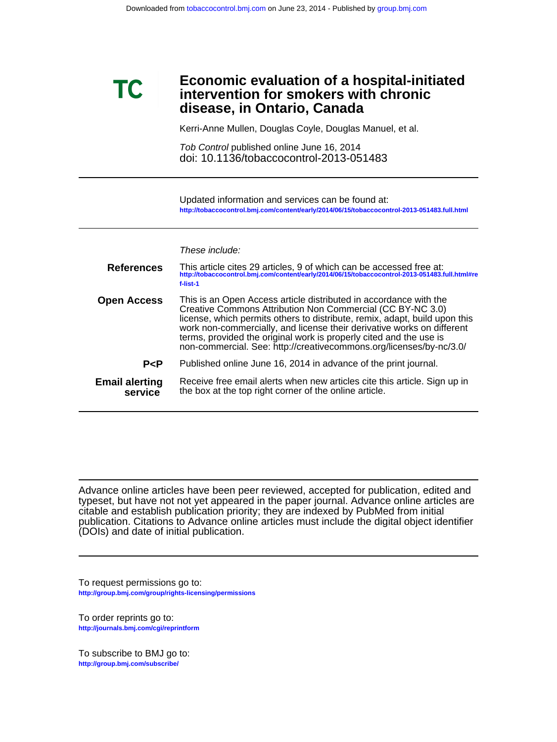# Economic evaluation of a hospital-initiated intervention for smokers with chronic disease, in Ontario, Canada

Kerri-Anne Mullen, Douglas Coyle, Douglas Manuel, et al.

*Tob Control* published online June 16, 2014
doi: 10.1136/tobaccocontrol-2013-051483

---

Updated information and services can be found at:
http://tobaccocontrol.bmj.com/content/early/2014/06/15/tobaccocontrol-2013-051483.full.html

---

*These include:*

**References** This article cites 29 articles, 9 of which can be accessed free at: http://tobaccocontrol.bmj.com/content/early/2014/06/15/tobaccocontrol-2013-051483.full.html#ref-list-1

**Open Access** This is an Open Access article distributed in accordance with the Creative Commons Attribution Non Commercial (CC BY-NC 3.0) license, which permits others to distribute, remix, adapt, build upon this work non-commercially, and license their derivative works on different terms, provided the original work is properly cited and the use is non-commercial. See: http://creativecommons.org/licenses/by-nc/3.0/

**P<P** Published online June 16, 2014 in advance of the print journal.

**Email alerting service** Receive free email alerts when new articles cite this article. Sign up in the box at the top right corner of the online article.

---

Advance online articles have been peer reviewed, accepted for publication, edited and typeset, but have not not yet appeared in the paper journal. Advance online articles are citable and establish publication priority; they are indexed by PubMed from initial publication. Citations to Advance online articles must include the digital object identifier (DOIs) and date of initial publication.

---

To request permissions go to:
http://group.bmj.com/group/rights-licensing/permissions

To order reprints go to:
http://journals.bmj.com/cgi/reprintform

To subscribe to BMJ go to:
http://group.bmj.com/subscribe/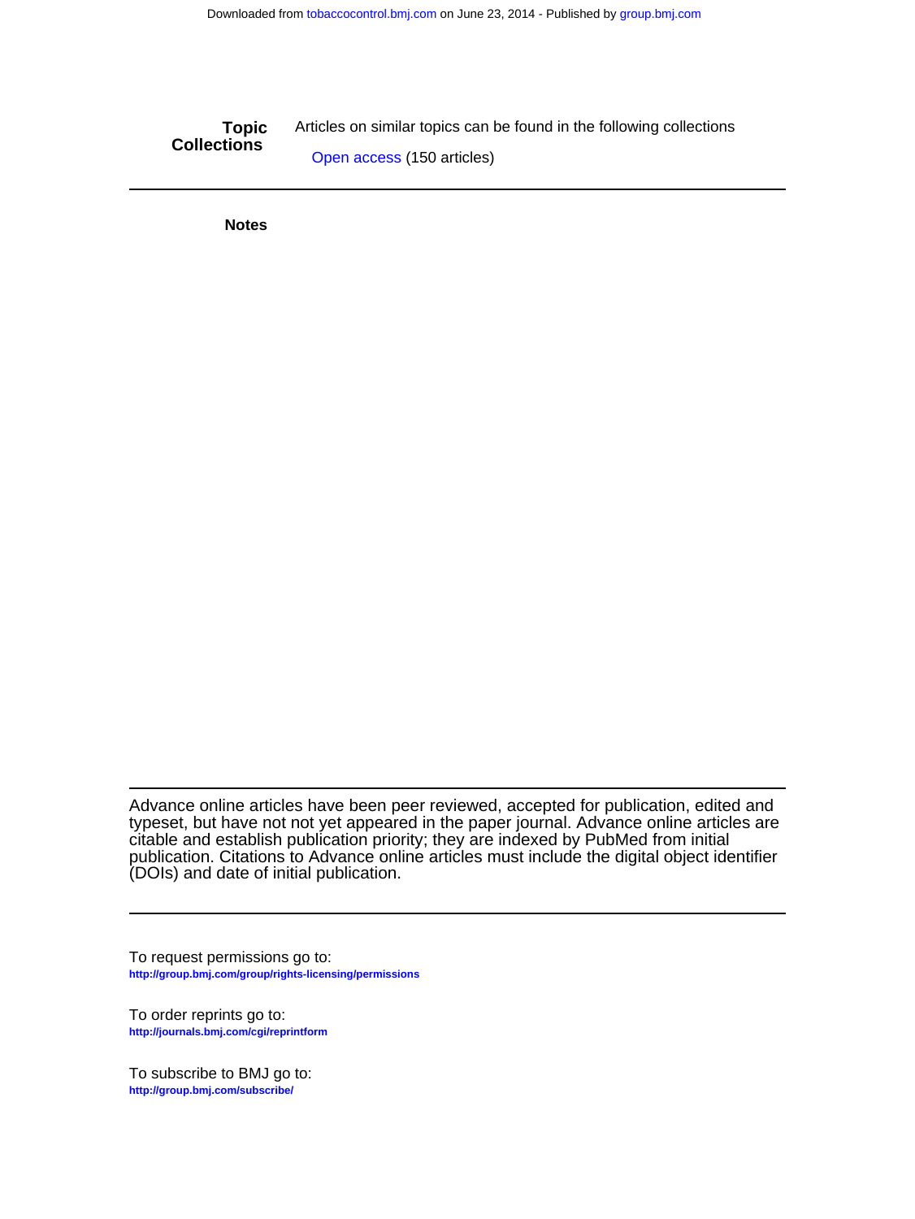**Topic Collections** Articles on similar topics can be found in the following collections

Open access (150 articles)

**Notes**

Advance online articles have been peer reviewed, accepted for publication, edited and typeset, but have not not yet appeared in the paper journal. Advance online articles are citable and establish publication priority; they are indexed by PubMed from initial publication. Citations to Advance online articles must include the digital object identifier (DOIs) and date of initial publication.

To request permissions go to:
**http://group.bmj.com/group/rights-licensing/permissions**

To order reprints go to:
**http://journals.bmj.com/cgi/reprintform**

To subscribe to BMJ go to:
**http://group.bmj.com/subscribe/**